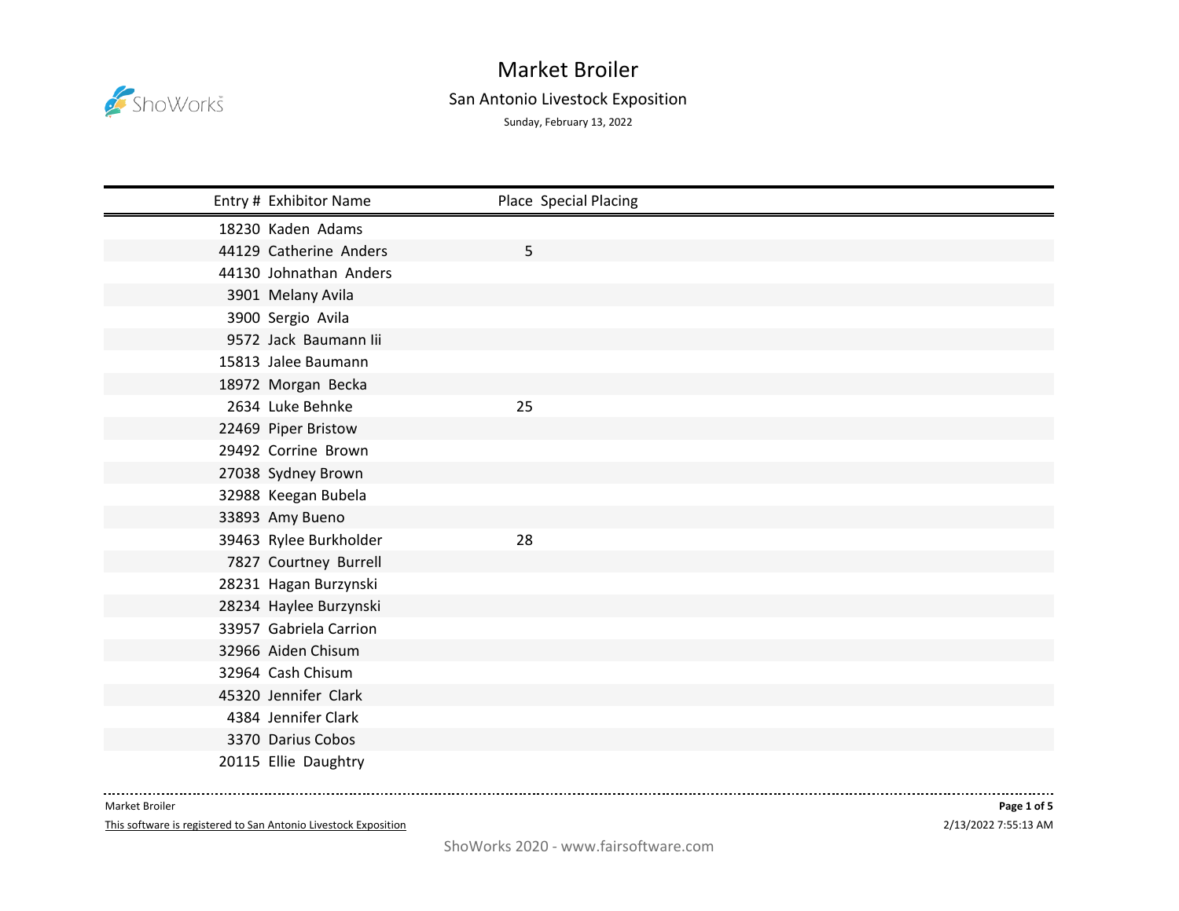# Market Broiler

## San Antonio Livestock Exposition

Sunday, February 13, 2022

| Entry # | Exhibitor Name | Place | Special Placing |
|---|---|---|---|
| 18230 | Kaden Adams | | |
| 44129 | Catherine Anders | 5 | |
| 44130 | Johnathan Anders | | |
| 3901 | Melany Avila | | |
| 3900 | Sergio Avila | | |
| 9572 | Jack Baumann Iii | | |
| 15813 | Jalee Baumann | | |
| 18972 | Morgan Becka | | |
| 2634 | Luke Behnke | 25 | |
| 22469 | Piper Bristow | | |
| 29492 | Corrine Brown | | |
| 27038 | Sydney Brown | | |
| 32988 | Keegan Bubela | | |
| 33893 | Amy Bueno | | |
| 39463 | Rylee Burkholder | 28 | |
| 7827 | Courtney Burrell | | |
| 28231 | Hagan Burzynski | | |
| 28234 | Haylee Burzynski | | |
| 33957 | Gabriela Carrion | | |
| 32966 | Aiden Chisum | | |
| 32964 | Cash Chisum | | |
| 45320 | Jennifer Clark | | |
| 4384 | Jennifer Clark | | |
| 3370 | Darius Cobos | | |
| 20115 | Ellie Daughtry | | |

Market Broiler

This software is registered to San Antonio Livestock Exposition

2/13/2022 7:55:13 AM

ShoWorks 2020 - www.fairsoftware.com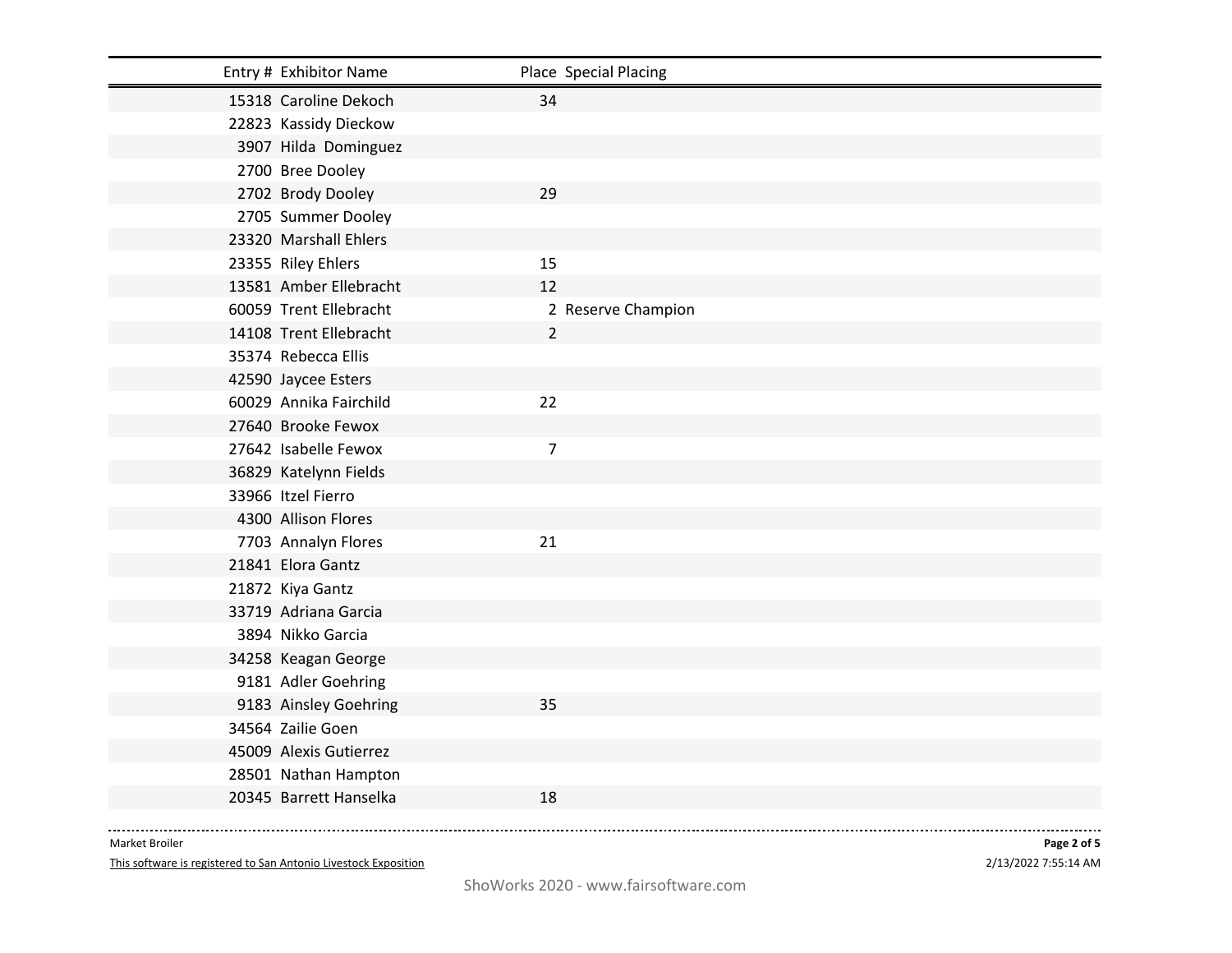| Entry # | Exhibitor Name | Place | Special Placing |
|---|---|---|---|
| 15318 | Caroline Dekoch | 34 | |
| 22823 | Kassidy Dieckow | | |
| 3907 | Hilda Dominguez | | |
| 2700 | Bree Dooley | | |
| 2702 | Brody Dooley | 29 | |
| 2705 | Summer Dooley | | |
| 23320 | Marshall Ehlers | | |
| 23355 | Riley Ehlers | 15 | |
| 13581 | Amber Ellebracht | 12 | |
| 60059 | Trent Ellebracht | 2 | Reserve Champion |
| 14108 | Trent Ellebracht | 2 | |
| 35374 | Rebecca Ellis | | |
| 42590 | Jaycee Esters | | |
| 60029 | Annika Fairchild | 22 | |
| 27640 | Brooke Fewox | | |
| 27642 | Isabelle Fewox | 7 | |
| 36829 | Katelynn Fields | | |
| 33966 | Itzel Fierro | | |
| 4300 | Allison Flores | | |
| 7703 | Annalyn Flores | 21 | |
| 21841 | Elora Gantz | | |
| 21872 | Kiya Gantz | | |
| 33719 | Adriana Garcia | | |
| 3894 | Nikko Garcia | | |
| 34258 | Keagan George | | |
| 9181 | Adler Goehring | | |
| 9183 | Ainsley Goehring | 35 | |
| 34564 | Zailie Goen | | |
| 45009 | Alexis Gutierrez | | |
| 28501 | Nathan Hampton | | |
| 20345 | Barrett Hanselka | 18 | |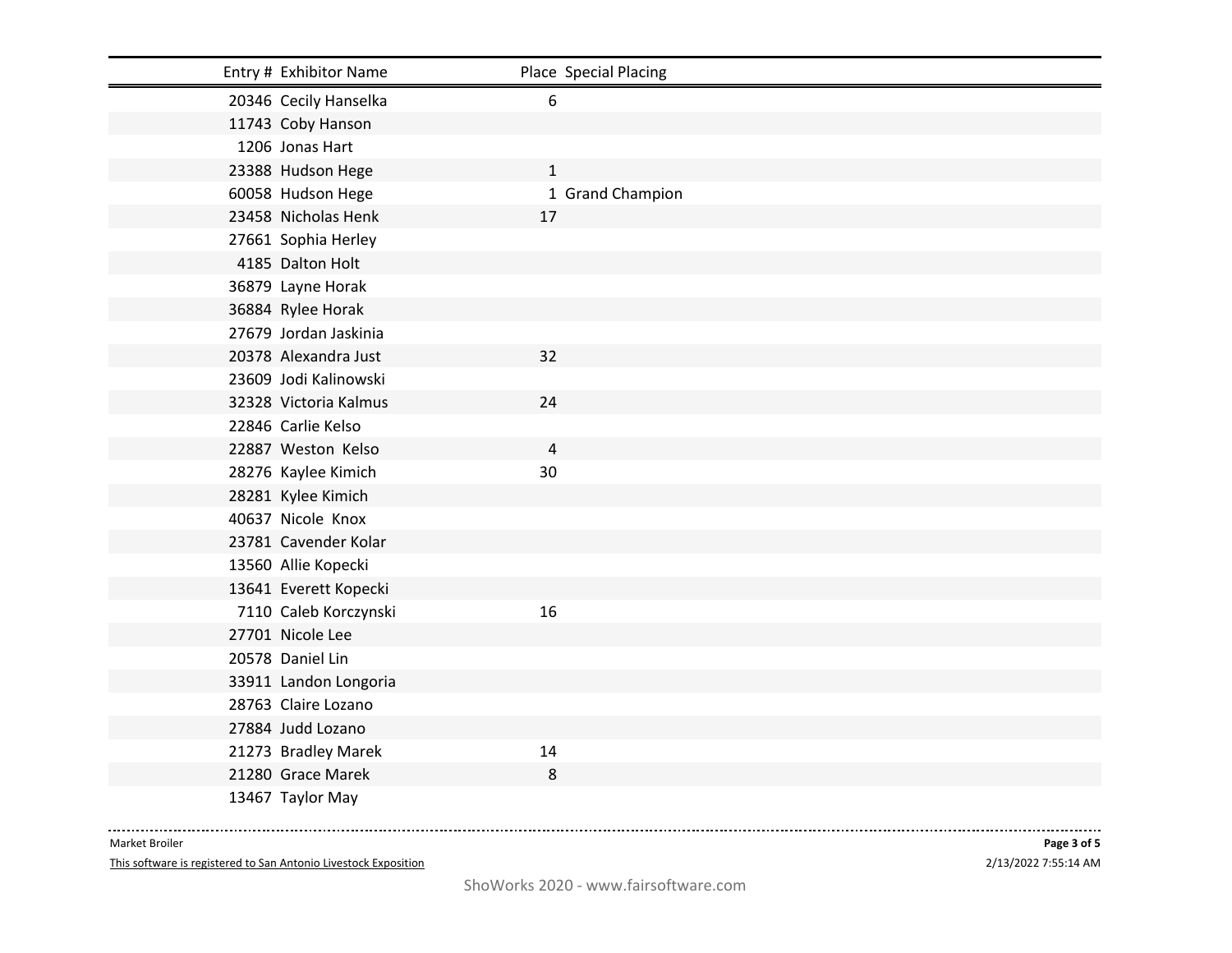| Entry # | Exhibitor Name | Place | Special Placing |
|---|---|---|---|
| 20346 | Cecily Hanselka | 6 | |
| 11743 | Coby Hanson | | |
| 1206 | Jonas Hart | | |
| 23388 | Hudson Hege | 1 | |
| 60058 | Hudson Hege | 1 | Grand Champion |
| 23458 | Nicholas Henk | 17 | |
| 27661 | Sophia Herley | | |
| 4185 | Dalton Holt | | |
| 36879 | Layne Horak | | |
| 36884 | Rylee Horak | | |
| 27679 | Jordan Jaskinia | | |
| 20378 | Alexandra Just | 32 | |
| 23609 | Jodi Kalinowski | | |
| 32328 | Victoria Kalmus | 24 | |
| 22846 | Carlie Kelso | | |
| 22887 | Weston Kelso | 4 | |
| 28276 | Kaylee Kimich | 30 | |
| 28281 | Kylee Kimich | | |
| 40637 | Nicole Knox | | |
| 23781 | Cavender Kolar | | |
| 13560 | Allie Kopecki | | |
| 13641 | Everett Kopecki | | |
| 7110 | Caleb Korczynski | 16 | |
| 27701 | Nicole Lee | | |
| 20578 | Daniel Lin | | |
| 33911 | Landon Longoria | | |
| 28763 | Claire Lozano | | |
| 27884 | Judd Lozano | | |
| 21273 | Bradley Marek | 14 | |
| 21280 | Grace Marek | 8 | |
| 13467 | Taylor May | | |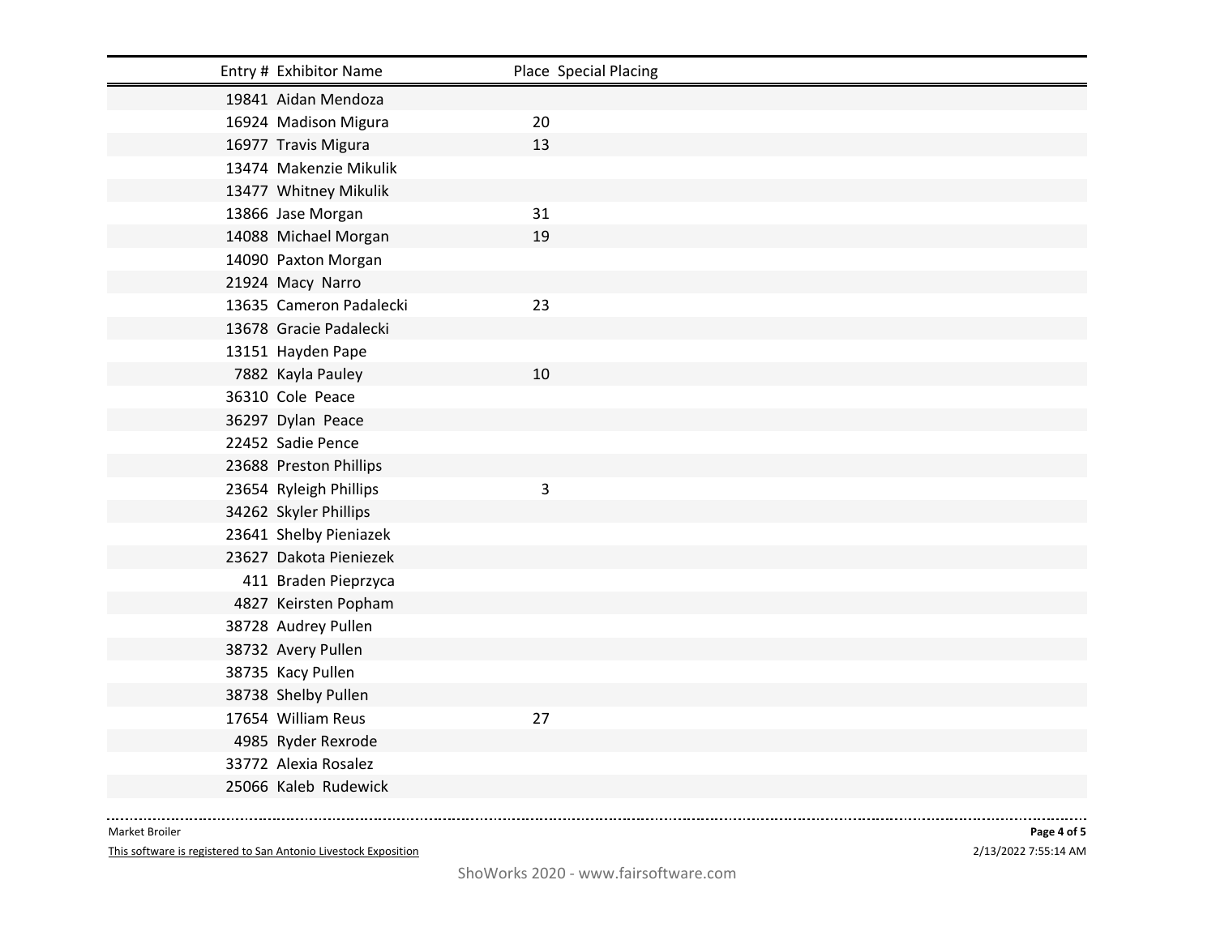| Entry # | Exhibitor Name | Place | Special Placing |
|---|---|---|---|
| 19841 | Aidan Mendoza | | |
| 16924 | Madison Migura | 20 | |
| 16977 | Travis Migura | 13 | |
| 13474 | Makenzie Mikulik | | |
| 13477 | Whitney Mikulik | | |
| 13866 | Jase Morgan | 31 | |
| 14088 | Michael Morgan | 19 | |
| 14090 | Paxton Morgan | | |
| 21924 | Macy Narro | | |
| 13635 | Cameron Padalecki | 23 | |
| 13678 | Gracie Padalecki | | |
| 13151 | Hayden Pape | | |
| 7882 | Kayla Pauley | 10 | |
| 36310 | Cole Peace | | |
| 36297 | Dylan Peace | | |
| 22452 | Sadie Pence | | |
| 23688 | Preston Phillips | | |
| 23654 | Ryleigh Phillips | 3 | |
| 34262 | Skyler Phillips | | |
| 23641 | Shelby Pieniazek | | |
| 23627 | Dakota Pieniezek | | |
| 411 | Braden Pieprzyca | | |
| 4827 | Keirsten Popham | | |
| 38728 | Audrey Pullen | | |
| 38732 | Avery Pullen | | |
| 38735 | Kacy Pullen | | |
| 38738 | Shelby Pullen | | |
| 17654 | William Reus | 27 | |
| 4985 | Ryder Rexrode | | |
| 33772 | Alexia Rosalez | | |
| 25066 | Kaleb Rudewick | | |

Market Broiler

This software is registered to San Antonio Livestock Exposition

2/13/2022 7:55:14 AM

ShoWorks 2020 - www.fairsoftware.com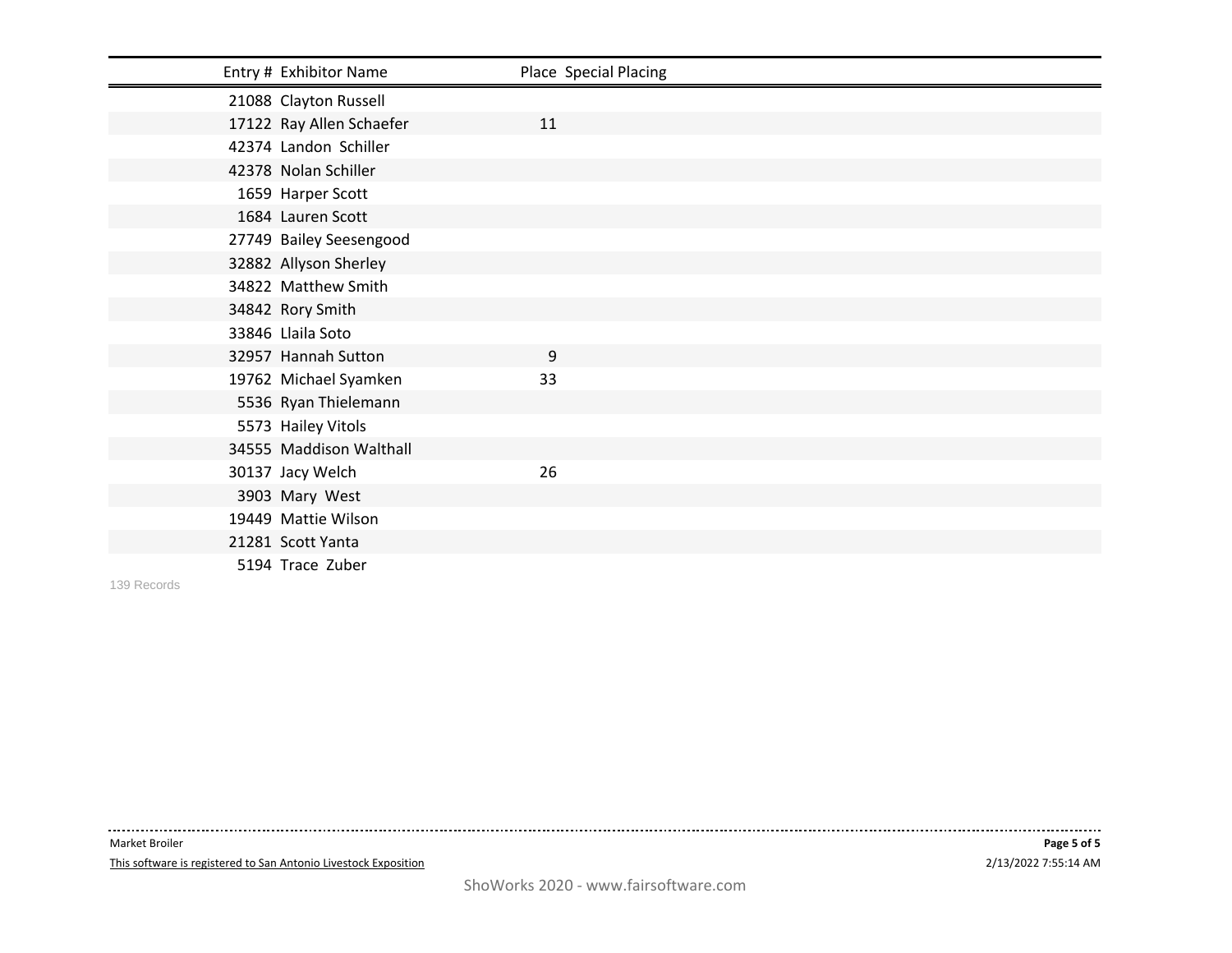| Entry # | Exhibitor Name | Place | Special Placing |
|---|---|---|---|
| 21088 | Clayton Russell | | |
| 17122 | Ray Allen Schaefer | 11 | |
| 42374 | Landon  Schiller | | |
| 42378 | Nolan Schiller | | |
| 1659 | Harper Scott | | |
| 1684 | Lauren Scott | | |
| 27749 | Bailey Seesengood | | |
| 32882 | Allyson Sherley | | |
| 34822 | Matthew Smith | | |
| 34842 | Rory Smith | | |
| 33846 | Llaila Soto | | |
| 32957 | Hannah Sutton | 9 | |
| 19762 | Michael Syamken | 33 | |
| 5536 | Ryan Thielemann | | |
| 5573 | Hailey Vitols | | |
| 34555 | Maddison Walthall | | |
| 30137 | Jacy Welch | 26 | |
| 3903 | Mary  West | | |
| 19449 | Mattie Wilson | | |
| 21281 | Scott Yanta | | |
| 5194 | Trace  Zuber | | |

139 Records

Market Broiler

This software is registered to San Antonio Livestock Exposition

2/13/2022 7:55:14 AM

ShoWorks 2020 - www.fairsoftware.com